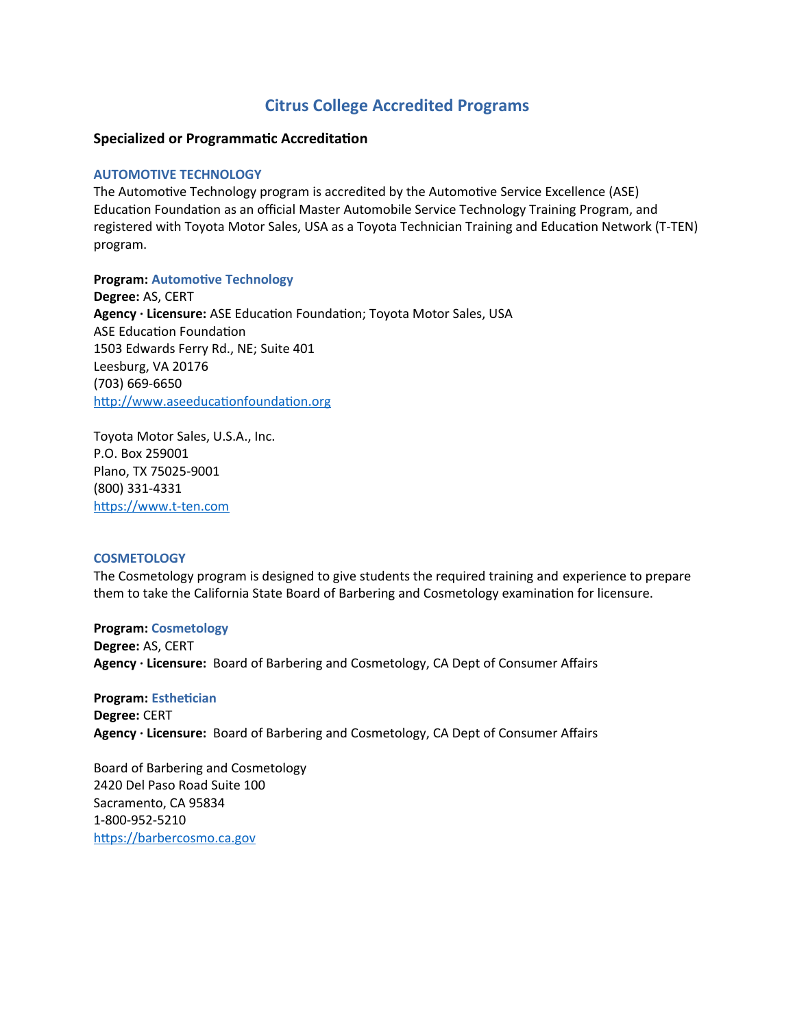# Citrus College Accredited Programs

## Specialized or Programmatic Accreditation

### AUTOMOTIVE TECHNOLOGY

The Automotive Technology program is accredited by the Automotive Service Excellence (ASE) Education Foundation as an official Master Automobile Service Technology Training Program, and registered with Toyota Motor Sales, USA as a Toyota Technician Training and Education Network (T-TEN) program.

**Program:** Automotive Technology
**Degree:** AS, CERT
**Agency · Licensure:** ASE Education Foundation; Toyota Motor Sales, USA
ASE Education Foundation
1503 Edwards Ferry Rd., NE; Suite 401
Leesburg, VA 20176
(703) 669-6650
http://www.aseeducationfoundation.org

Toyota Motor Sales, U.S.A., Inc.
P.O. Box 259001
Plano, TX 75025-9001
(800) 331-4331
https://www.t-ten.com

### COSMETOLOGY

The Cosmetology program is designed to give students the required training and experience to prepare them to take the California State Board of Barbering and Cosmetology examination for licensure.

**Program:** Cosmetology
**Degree:** AS, CERT
**Agency · Licensure:** Board of Barbering and Cosmetology, CA Dept of Consumer Affairs

**Program:** Esthetician
**Degree:** CERT
**Agency · Licensure:** Board of Barbering and Cosmetology, CA Dept of Consumer Affairs

Board of Barbering and Cosmetology
2420 Del Paso Road Suite 100
Sacramento, CA 95834
1-800-952-5210
https://barbercosmo.ca.gov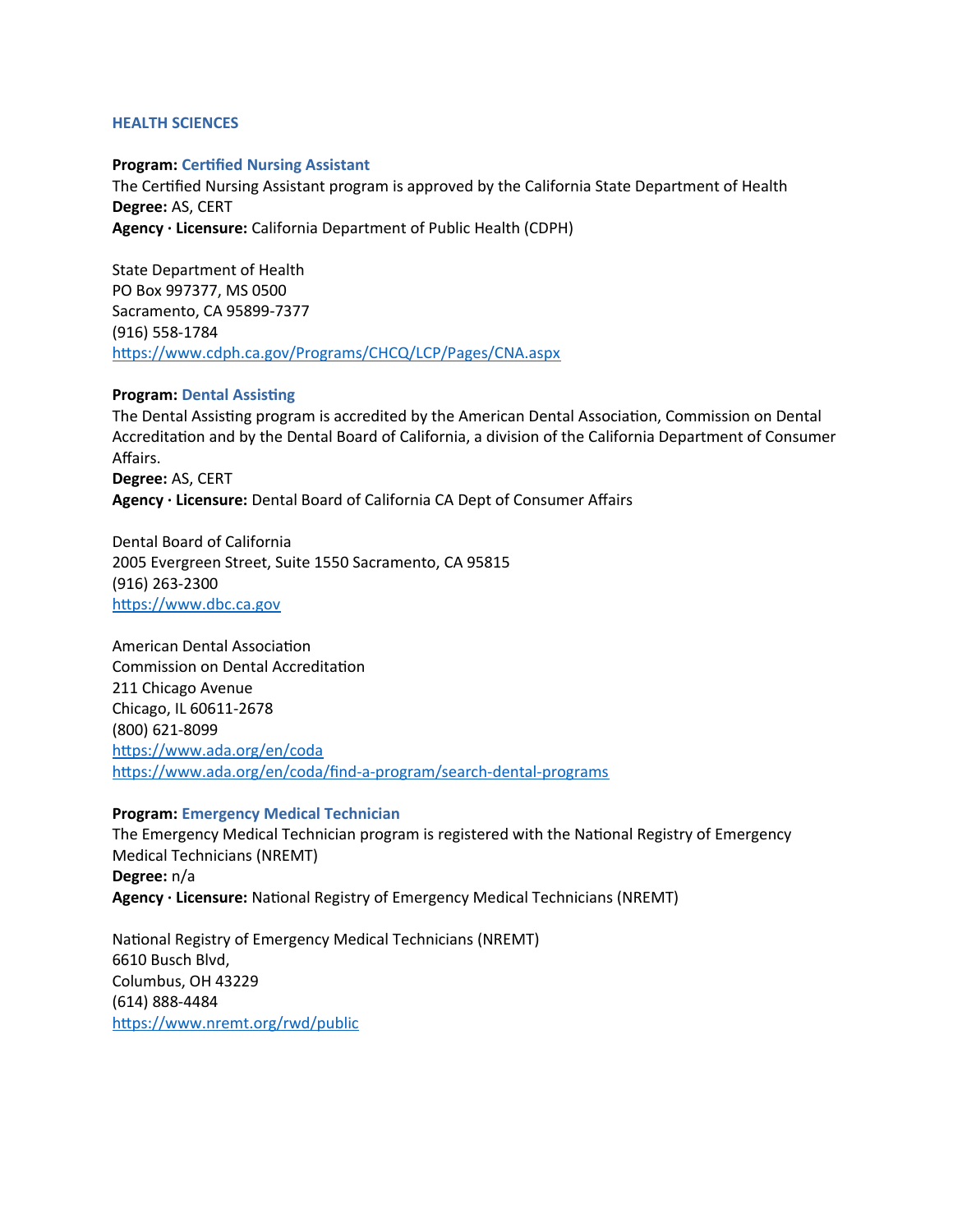## HEALTH SCIENCES

**Program:** **Certified Nursing Assistant**
The Certified Nursing Assistant program is approved by the California State Department of Health
**Degree:** AS, CERT
**Agency · Licensure:** California Department of Public Health (CDPH)

State Department of Health
PO Box 997377, MS 0500
Sacramento, CA 95899-7377
(916) 558-1784
https://www.cdph.ca.gov/Programs/CHCQ/LCP/Pages/CNA.aspx

**Program:** **Dental Assisting**
The Dental Assisting program is accredited by the American Dental Association, Commission on Dental Accreditation and by the Dental Board of California, a division of the California Department of Consumer Affairs.
**Degree:** AS, CERT
**Agency · Licensure:** Dental Board of California CA Dept of Consumer Affairs

Dental Board of California
2005 Evergreen Street, Suite 1550 Sacramento, CA 95815
(916) 263-2300
https://www.dbc.ca.gov

American Dental Association
Commission on Dental Accreditation
211 Chicago Avenue
Chicago, IL 60611-2678
(800) 621-8099
https://www.ada.org/en/coda
https://www.ada.org/en/coda/find-a-program/search-dental-programs

**Program:** **Emergency Medical Technician**
The Emergency Medical Technician program is registered with the National Registry of Emergency Medical Technicians (NREMT)
**Degree:** n/a
**Agency · Licensure:** National Registry of Emergency Medical Technicians (NREMT)

National Registry of Emergency Medical Technicians (NREMT)
6610 Busch Blvd,
Columbus, OH 43229
(614) 888-4484
https://www.nremt.org/rwd/public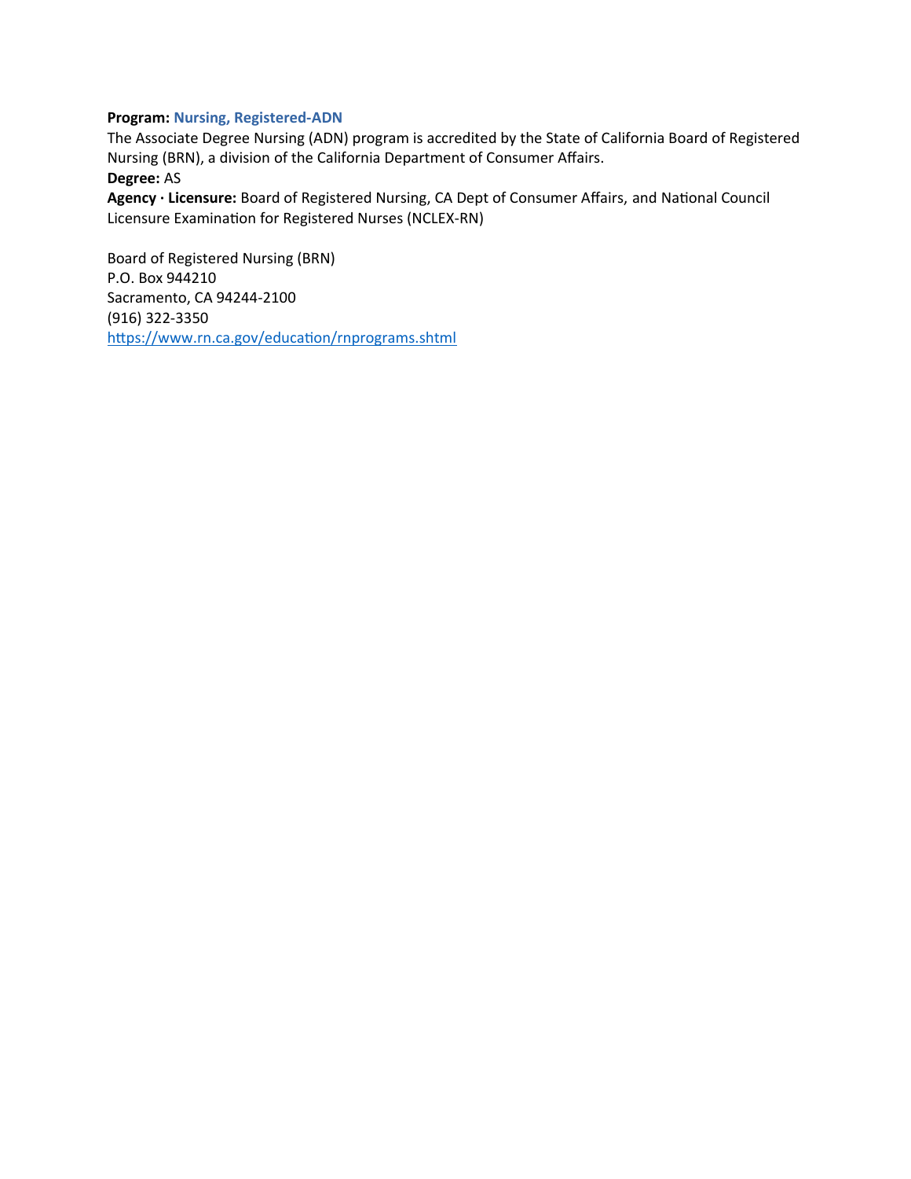**Program:** **Nursing, Registered-ADN**
The Associate Degree Nursing (ADN) program is accredited by the State of California Board of Registered Nursing (BRN), a division of the California Department of Consumer Affairs.
**Degree:** AS
**Agency · Licensure:** Board of Registered Nursing, CA Dept of Consumer Affairs, and National Council Licensure Examination for Registered Nurses (NCLEX-RN)

Board of Registered Nursing (BRN)
P.O. Box 944210
Sacramento, CA 94244-2100
(916) 322-3350
https://www.rn.ca.gov/education/rnprograms.shtml